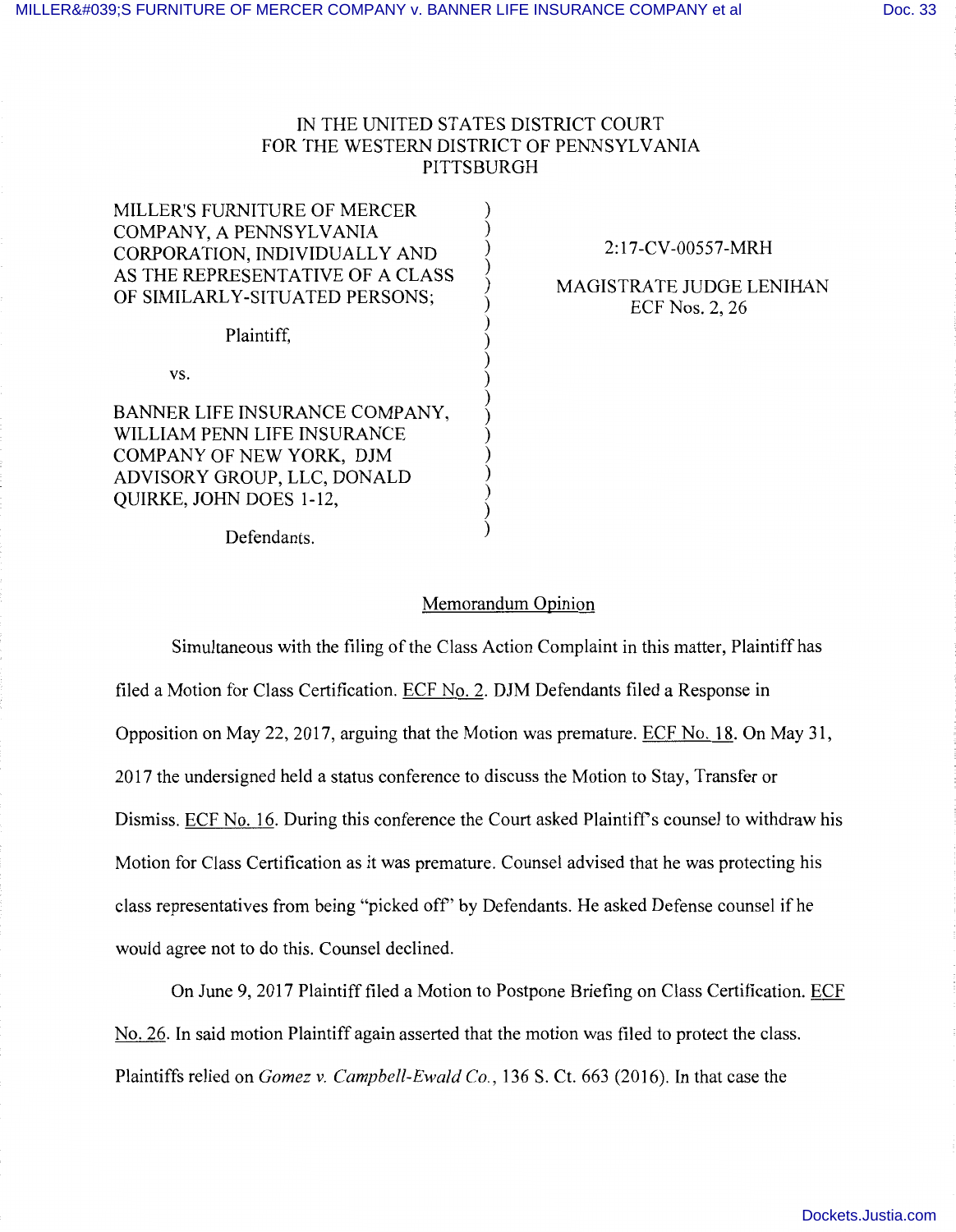IN THE UNITED STATES DISTRICT COURT
FOR THE WESTERN DISTRICT OF PENNSYLVANIA
PITTSBURGH

| | |
|---|---|
| MILLER'S FURNITURE OF MERCER COMPANY, A PENNSYLVANIA CORPORATION, INDIVIDUALLY AND AS THE REPRESENTATIVE OF A CLASS OF SIMILARLY-SITUATED PERSONS;<br><br>Plaintiff,<br><br>vs.<br><br>BANNER LIFE INSURANCE COMPANY, WILLIAM PENN LIFE INSURANCE COMPANY OF NEW YORK, DJM ADVISORY GROUP, LLC, DONALD QUIRKE, JOHN DOES 1-12,<br><br>Defendants. | 2:17-CV-00557-MRH<br><br>MAGISTRATE JUDGE LENIHAN<br>ECF Nos. 2, 26 |

## Memorandum Opinion

Simultaneous with the filing of the Class Action Complaint in this matter, Plaintiff has filed a Motion for Class Certification. ECF No. 2. DJM Defendants filed a Response in Opposition on May 22, 2017, arguing that the Motion was premature. ECF No. 18. On May 31, 2017 the undersigned held a status conference to discuss the Motion to Stay, Transfer or Dismiss. ECF No. 16. During this conference the Court asked Plaintiff's counsel to withdraw his Motion for Class Certification as it was premature. Counsel advised that he was protecting his class representatives from being "picked off" by Defendants. He asked Defense counsel if he would agree not to do this. Counsel declined.

On June 9, 2017 Plaintiff filed a Motion to Postpone Briefing on Class Certification. ECF No. 26. In said motion Plaintiff again asserted that the motion was filed to protect the class. Plaintiffs relied on *Gomez v. Campbell-Ewald Co.*, 136 S. Ct. 663 (2016). In that case the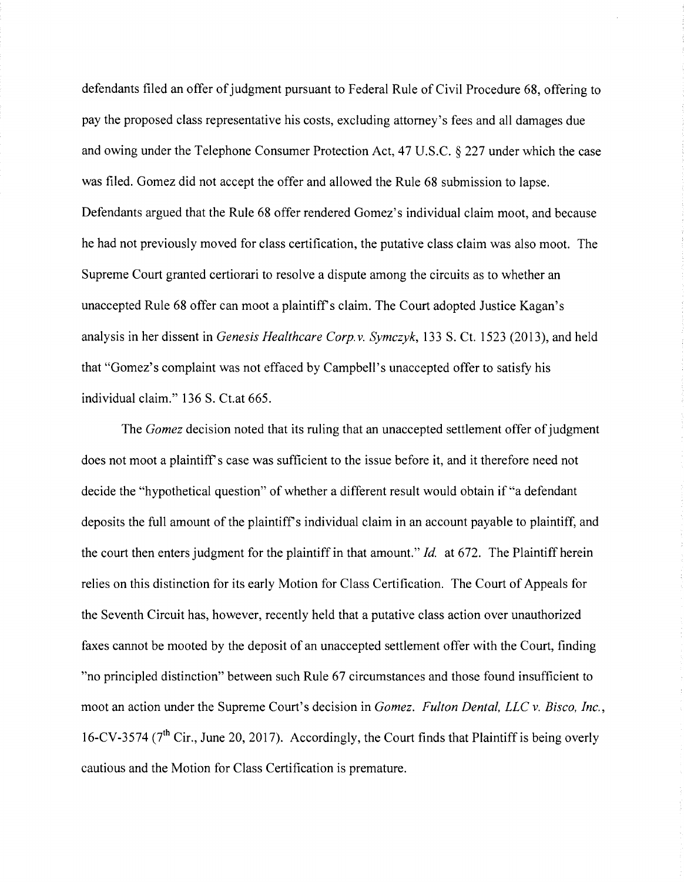defendants filed an offer of judgment pursuant to Federal Rule of Civil Procedure 68, offering to pay the proposed class representative his costs, excluding attorney's fees and all damages due and owing under the Telephone Consumer Protection Act, 47 U.S.C. § 227 under which the case was filed. Gomez did not accept the offer and allowed the Rule 68 submission to lapse. Defendants argued that the Rule 68 offer rendered Gomez's individual claim moot, and because he had not previously moved for class certification, the putative class claim was also moot. The Supreme Court granted certiorari to resolve a dispute among the circuits as to whether an unaccepted Rule 68 offer can moot a plaintiff's claim. The Court adopted Justice Kagan's analysis in her dissent in *Genesis Healthcare Corp. v. Symczyk*, 133 S. Ct. 1523 (2013), and held that "Gomez's complaint was not effaced by Campbell's unaccepted offer to satisfy his individual claim." 136 S. Ct.at 665.

The *Gomez* decision noted that its ruling that an unaccepted settlement offer of judgment does not moot a plaintiff's case was sufficient to the issue before it, and it therefore need not decide the "hypothetical question" of whether a different result would obtain if "a defendant deposits the full amount of the plaintiff's individual claim in an account payable to plaintiff, and the court then enters judgment for the plaintiff in that amount." *Id.* at 672. The Plaintiff herein relies on this distinction for its early Motion for Class Certification. The Court of Appeals for the Seventh Circuit has, however, recently held that a putative class action over unauthorized faxes cannot be mooted by the deposit of an unaccepted settlement offer with the Court, finding "no principled distinction" between such Rule 67 circumstances and those found insufficient to moot an action under the Supreme Court's decision in *Gomez*. *Fulton Dental, LLC v. Bisco, Inc.*, 16-CV-3574 (7th Cir., June 20, 2017). Accordingly, the Court finds that Plaintiff is being overly cautious and the Motion for Class Certification is premature.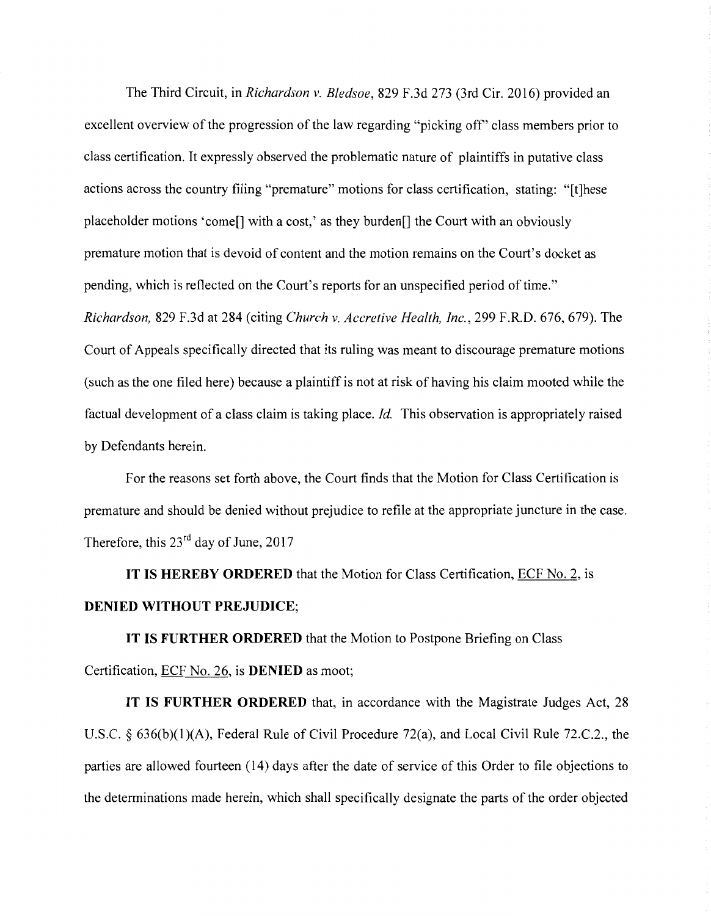The Third Circuit, in *Richardson v. Bledsoe*, 829 F.3d 273 (3rd Cir. 2016) provided an excellent overview of the progression of the law regarding "picking off" class members prior to class certification. It expressly observed the problematic nature of plaintiffs in putative class actions across the country filing "premature" motions for class certification, stating: "[t]hese placeholder motions 'come[] with a cost,' as they burden[] the Court with an obviously premature motion that is devoid of content and the motion remains on the Court's docket as pending, which is reflected on the Court's reports for an unspecified period of time." *Richardson*, 829 F.3d at 284 (citing *Church v. Accretive Health, Inc.*, 299 F.R.D. 676, 679). The Court of Appeals specifically directed that its ruling was meant to discourage premature motions (such as the one filed here) because a plaintiff is not at risk of having his claim mooted while the factual development of a class claim is taking place. *Id.* This observation is appropriately raised by Defendants herein.

For the reasons set forth above, the Court finds that the Motion for Class Certification is premature and should be denied without prejudice to refile at the appropriate juncture in the case. Therefore, this 23rd day of June, 2017

**IT IS HEREBY ORDERED** that the Motion for Class Certification, ECF No. 2, is **DENIED WITHOUT PREJUDICE**;

**IT IS FURTHER ORDERED** that the Motion to Postpone Briefing on Class Certification, ECF No. 26, is **DENIED** as moot;

**IT IS FURTHER ORDERED** that, in accordance with the Magistrate Judges Act, 28 U.S.C. § 636(b)(1)(A), Federal Rule of Civil Procedure 72(a), and Local Civil Rule 72.C.2., the parties are allowed fourteen (14) days after the date of service of this Order to file objections to the determinations made herein, which shall specifically designate the parts of the order objected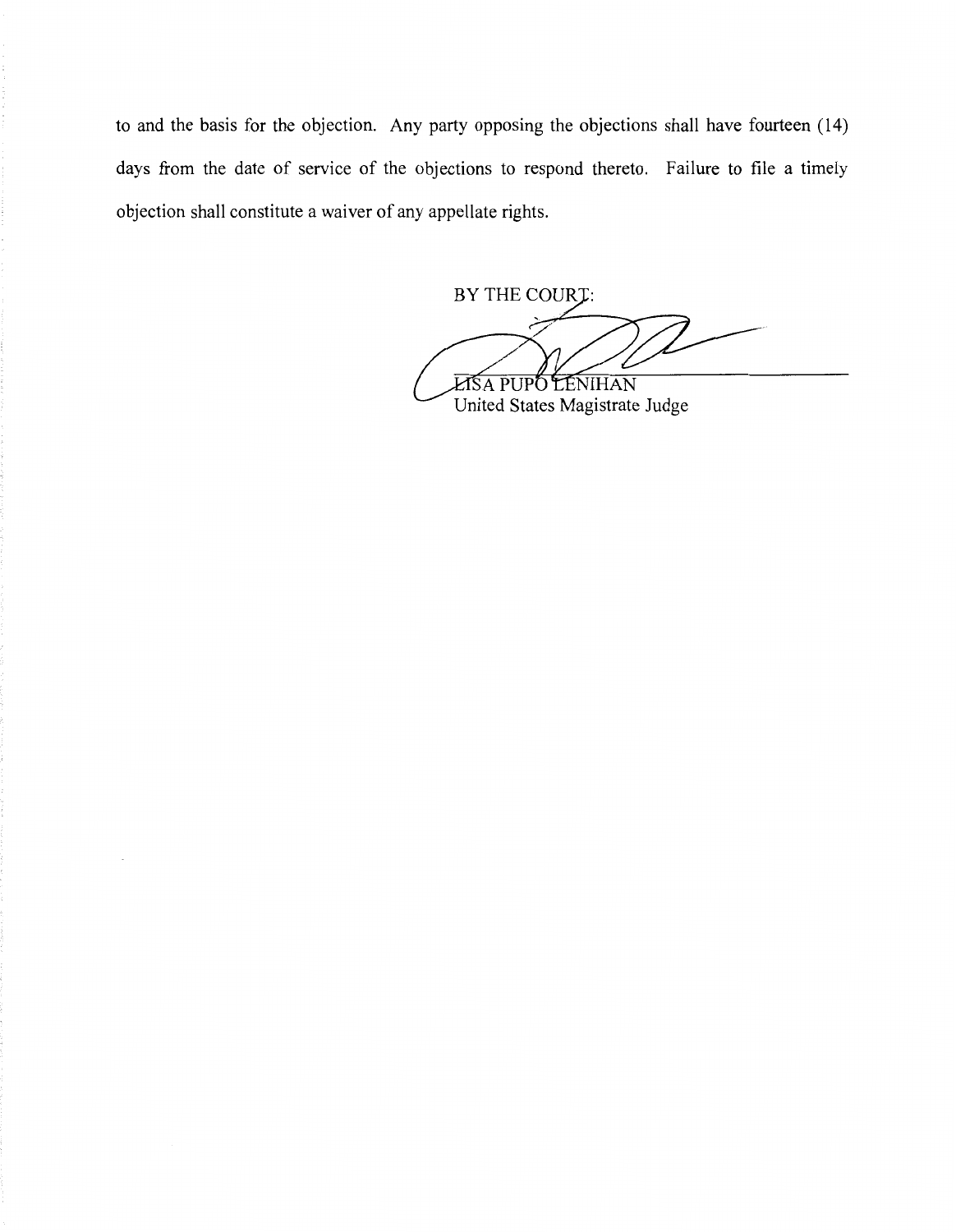to and the basis for the objection. Any party opposing the objections shall have fourteen (14) days from the date of service of the objections to respond thereto. Failure to file a timely objection shall constitute a waiver of any appellate rights.

BY THE COURT:

LISA PUPO LENIHAN
United States Magistrate Judge